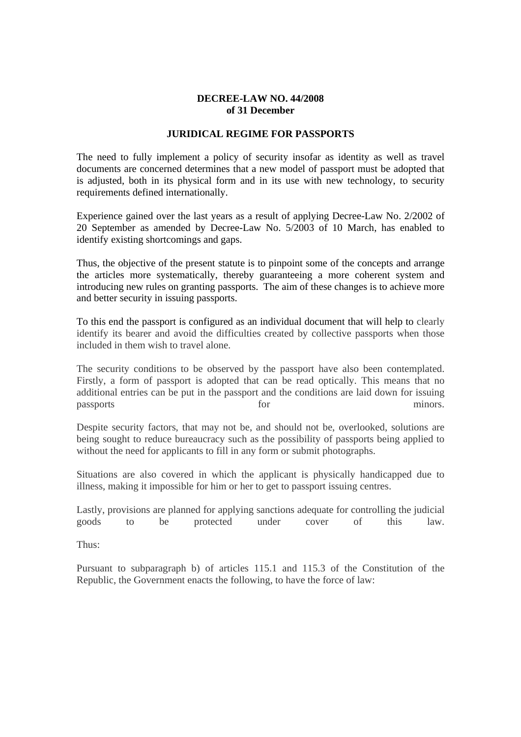**DECREE-LAW NO. 44/2008**
**of 31 December**

**JURIDICAL REGIME FOR PASSPORTS**

The need to fully implement a policy of security insofar as identity as well as travel documents are concerned determines that a new model of passport must be adopted that is adjusted, both in its physical form and in its use with new technology, to security requirements defined internationally.

Experience gained over the last years as a result of applying Decree-Law No. 2/2002 of 20 September as amended by Decree-Law No. 5/2003 of 10 March, has enabled to identify existing shortcomings and gaps.

Thus, the objective of the present statute is to pinpoint some of the concepts and arrange the articles more systematically, thereby guaranteeing a more coherent system and introducing new rules on granting passports. The aim of these changes is to achieve more and better security in issuing passports.

To this end the passport is configured as an individual document that will help to clearly identify its bearer and avoid the difficulties created by collective passports when those included in them wish to travel alone.

The security conditions to be observed by the passport have also been contemplated. Firstly, a form of passport is adopted that can be read optically. This means that no additional entries can be put in the passport and the conditions are laid down for issuing passports for minors.

Despite security factors, that may not be, and should not be, overlooked, solutions are being sought to reduce bureaucracy such as the possibility of passports being applied to without the need for applicants to fill in any form or submit photographs.

Situations are also covered in which the applicant is physically handicapped due to illness, making it impossible for him or her to get to passport issuing centres.

Lastly, provisions are planned for applying sanctions adequate for controlling the judicial goods to be protected under cover of this law.

Thus:

Pursuant to subparagraph b) of articles 115.1 and 115.3 of the Constitution of the Republic, the Government enacts the following, to have the force of law: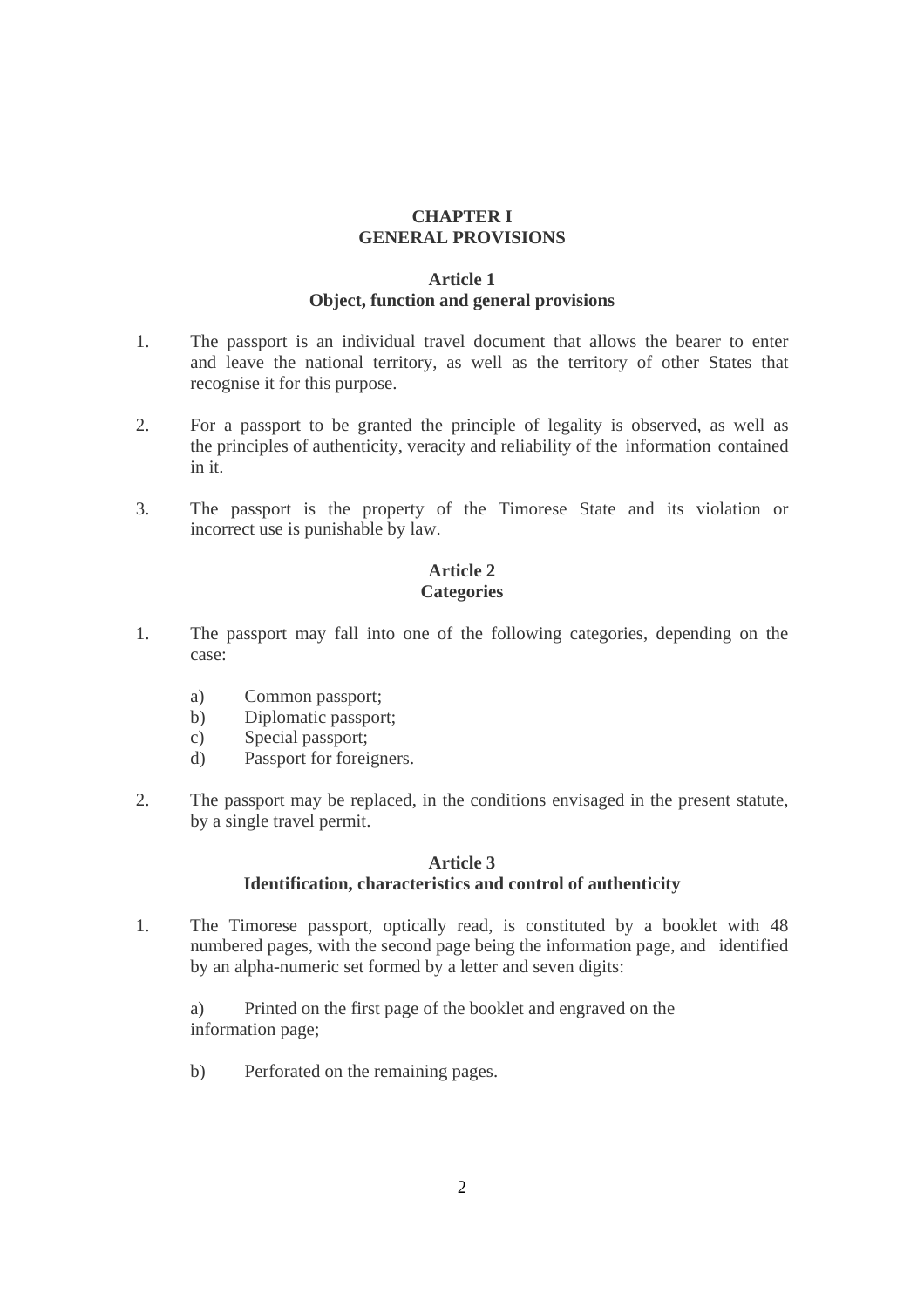## CHAPTER I
## GENERAL PROVISIONS

### Article 1
### Object, function and general provisions

1. The passport is an individual travel document that allows the bearer to enter and leave the national territory, as well as the territory of other States that recognise it for this purpose.

2. For a passport to be granted the principle of legality is observed, as well as the principles of authenticity, veracity and reliability of the information contained in it.

3. The passport is the property of the Timorese State and its violation or incorrect use is punishable by law.

### Article 2
### Categories

1. The passport may fall into one of the following categories, depending on the case:

   a) Common passport;
   b) Diplomatic passport;
   c) Special passport;
   d) Passport for foreigners.

2. The passport may be replaced, in the conditions envisaged in the present statute, by a single travel permit.

### Article 3
### Identification, characteristics and control of authenticity

1. The Timorese passport, optically read, is constituted by a booklet with 48 numbered pages, with the second page being the information page, and identified by an alpha-numeric set formed by a letter and seven digits:

   a) Printed on the first page of the booklet and engraved on the information page;

   b) Perforated on the remaining pages.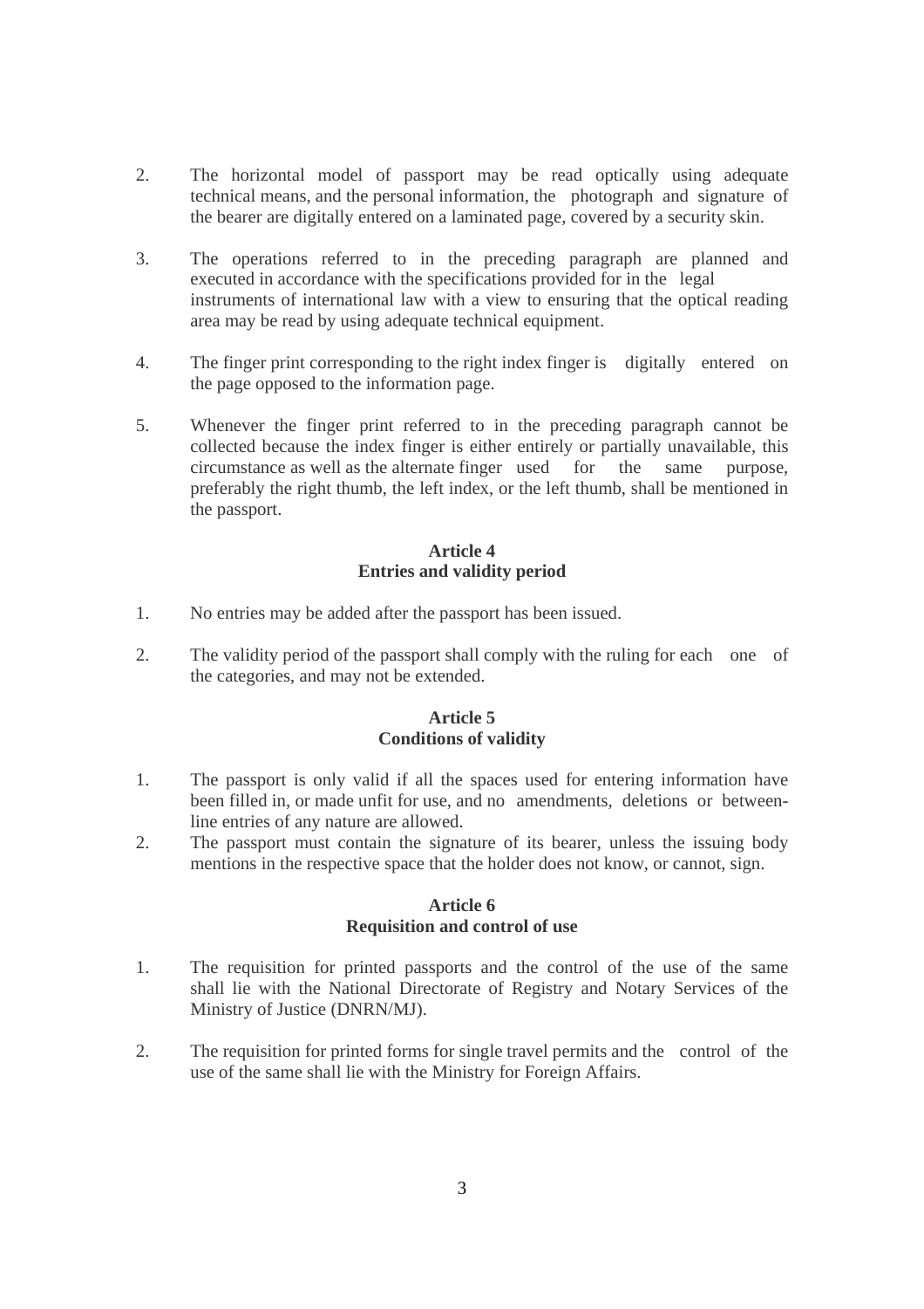2. The horizontal model of passport may be read optically using adequate technical means, and the personal information, the photograph and signature of the bearer are digitally entered on a laminated page, covered by a security skin.

3. The operations referred to in the preceding paragraph are planned and executed in accordance with the specifications provided for in the legal instruments of international law with a view to ensuring that the optical reading area may be read by using adequate technical equipment.

4. The finger print corresponding to the right index finger is digitally entered on the page opposed to the information page.

5. Whenever the finger print referred to in the preceding paragraph cannot be collected because the index finger is either entirely or partially unavailable, this circumstance as well as the alternate finger used for the same purpose, preferably the right thumb, the left index, or the left thumb, shall be mentioned in the passport.

**Article 4**
**Entries and validity period**

1. No entries may be added after the passport has been issued.

2. The validity period of the passport shall comply with the ruling for each one of the categories, and may not be extended.

**Article 5**
**Conditions of validity**

1. The passport is only valid if all the spaces used for entering information have been filled in, or made unfit for use, and no amendments, deletions or between-line entries of any nature are allowed.
2. The passport must contain the signature of its bearer, unless the issuing body mentions in the respective space that the holder does not know, or cannot, sign.

**Article 6**
**Requisition and control of use**

1. The requisition for printed passports and the control of the use of the same shall lie with the National Directorate of Registry and Notary Services of the Ministry of Justice (DNRN/MJ).

2. The requisition for printed forms for single travel permits and the control of the use of the same shall lie with the Ministry for Foreign Affairs.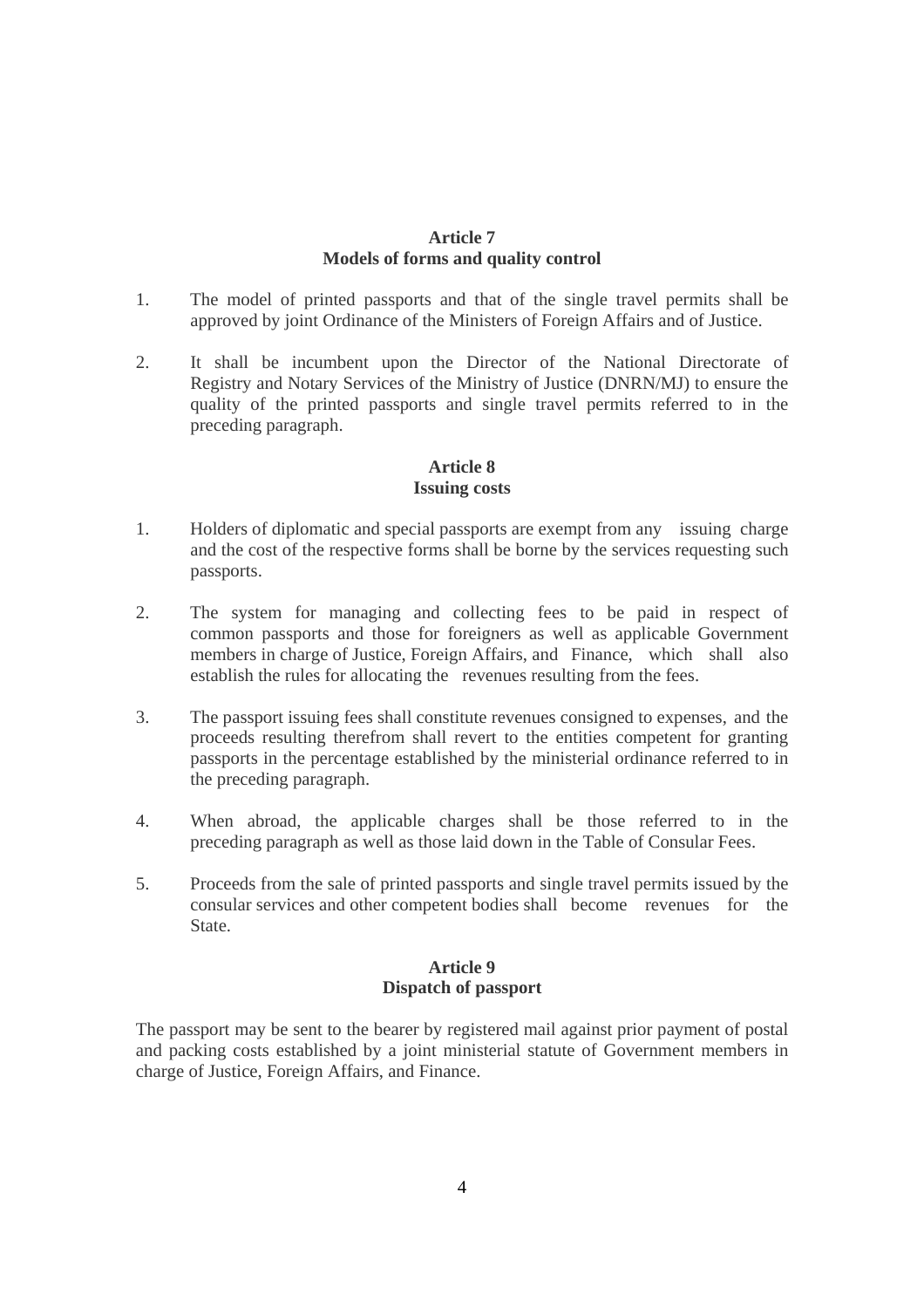**Article 7**
**Models of forms and quality control**

1. The model of printed passports and that of the single travel permits shall be approved by joint Ordinance of the Ministers of Foreign Affairs and of Justice.

2. It shall be incumbent upon the Director of the National Directorate of Registry and Notary Services of the Ministry of Justice (DNRN/MJ) to ensure the quality of the printed passports and single travel permits referred to in the preceding paragraph.

**Article 8**
**Issuing costs**

1. Holders of diplomatic and special passports are exempt from any issuing charge and the cost of the respective forms shall be borne by the services requesting such passports.

2. The system for managing and collecting fees to be paid in respect of common passports and those for foreigners as well as applicable Government members in charge of Justice, Foreign Affairs, and Finance, which shall also establish the rules for allocating the revenues resulting from the fees.

3. The passport issuing fees shall constitute revenues consigned to expenses, and the proceeds resulting therefrom shall revert to the entities competent for granting passports in the percentage established by the ministerial ordinance referred to in the preceding paragraph.

4. When abroad, the applicable charges shall be those referred to in the preceding paragraph as well as those laid down in the Table of Consular Fees.

5. Proceeds from the sale of printed passports and single travel permits issued by the consular services and other competent bodies shall become revenues for the State.

**Article 9**
**Dispatch of passport**

The passport may be sent to the bearer by registered mail against prior payment of postal and packing costs established by a joint ministerial statute of Government members in charge of Justice, Foreign Affairs, and Finance.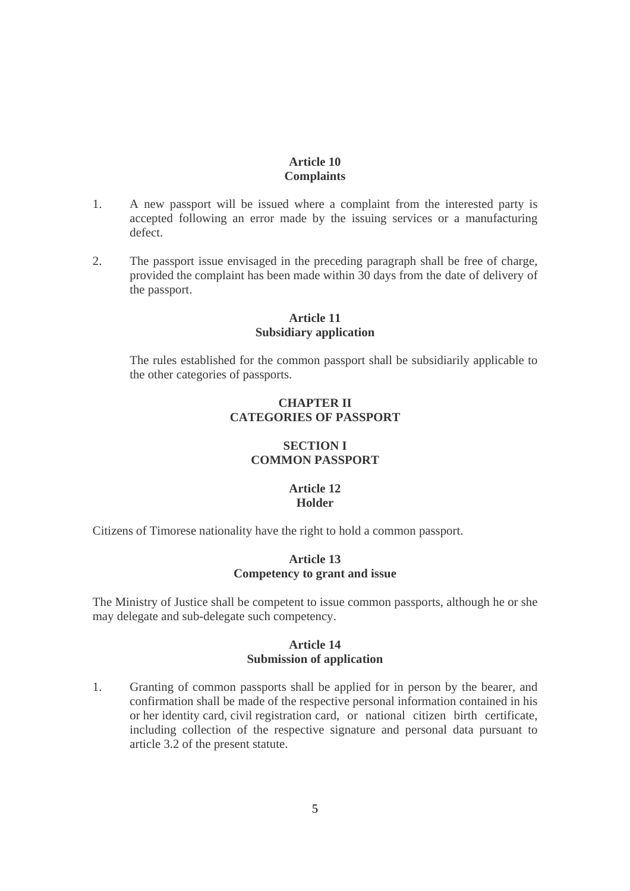**Article 10**
**Complaints**

1. A new passport will be issued where a complaint from the interested party is accepted following an error made by the issuing services or a manufacturing defect.

2. The passport issue envisaged in the preceding paragraph shall be free of charge, provided the complaint has been made within 30 days from the date of delivery of the passport.

**Article 11**
**Subsidiary application**

The rules established for the common passport shall be subsidiarily applicable to the other categories of passports.

## CHAPTER II
## CATEGORIES OF PASSPORT

### SECTION I
### COMMON PASSPORT

**Article 12**
**Holder**

Citizens of Timorese nationality have the right to hold a common passport.

**Article 13**
**Competency to grant and issue**

The Ministry of Justice shall be competent to issue common passports, although he or she may delegate and sub-delegate such competency.

**Article 14**
**Submission of application**

1. Granting of common passports shall be applied for in person by the bearer, and confirmation shall be made of the respective personal information contained in his or her identity card, civil registration card, or national citizen birth certificate, including collection of the respective signature and personal data pursuant to article 3.2 of the present statute.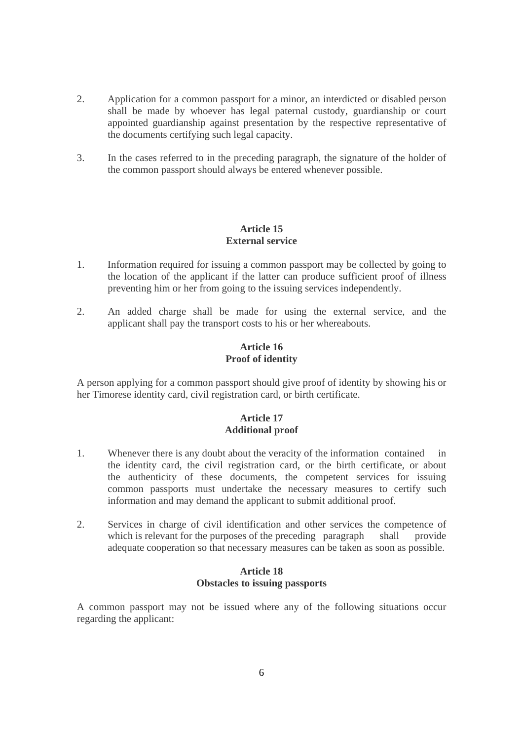2. Application for a common passport for a minor, an interdicted or disabled person shall be made by whoever has legal paternal custody, guardianship or court appointed guardianship against presentation by the respective representative of the documents certifying such legal capacity.

3. In the cases referred to in the preceding paragraph, the signature of the holder of the common passport should always be entered whenever possible.

**Article 15**
**External service**

1. Information required for issuing a common passport may be collected by going to the location of the applicant if the latter can produce sufficient proof of illness preventing him or her from going to the issuing services independently.

2. An added charge shall be made for using the external service, and the applicant shall pay the transport costs to his or her whereabouts.

**Article 16**
**Proof of identity**

A person applying for a common passport should give proof of identity by showing his or her Timorese identity card, civil registration card, or birth certificate.

**Article 17**
**Additional proof**

1. Whenever there is any doubt about the veracity of the information contained in the identity card, the civil registration card, or the birth certificate, or about the authenticity of these documents, the competent services for issuing common passports must undertake the necessary measures to certify such information and may demand the applicant to submit additional proof.

2. Services in charge of civil identification and other services the competence of which is relevant for the purposes of the preceding paragraph shall provide adequate cooperation so that necessary measures can be taken as soon as possible.

**Article 18**
**Obstacles to issuing passports**

A common passport may not be issued where any of the following situations occur regarding the applicant: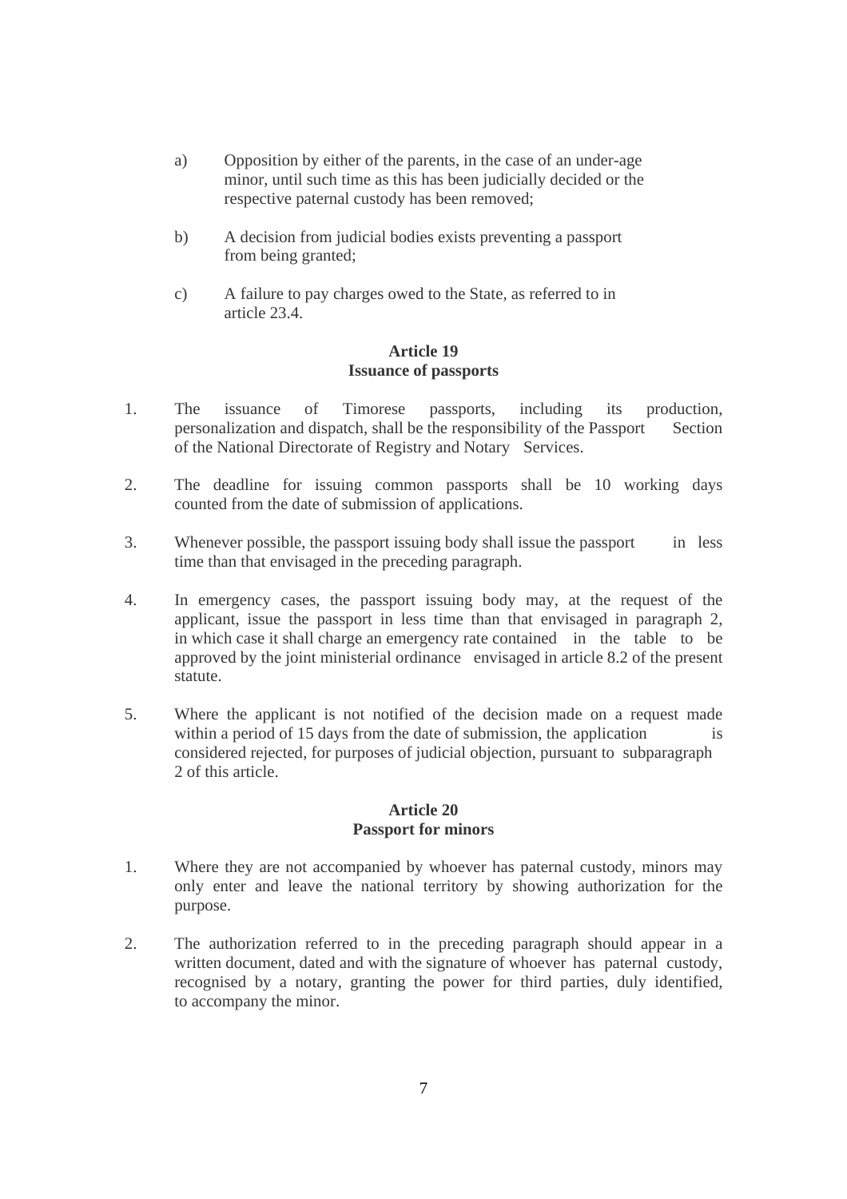a) Opposition by either of the parents, in the case of an under-age minor, until such time as this has been judicially decided or the respective paternal custody has been removed;

b) A decision from judicial bodies exists preventing a passport from being granted;

c) A failure to pay charges owed to the State, as referred to in article 23.4.

**Article 19**
**Issuance of passports**

1. The issuance of Timorese passports, including its production, personalization and dispatch, shall be the responsibility of the Passport Section of the National Directorate of Registry and Notary Services.

2. The deadline for issuing common passports shall be 10 working days counted from the date of submission of applications.

3. Whenever possible, the passport issuing body shall issue the passport in less time than that envisaged in the preceding paragraph.

4. In emergency cases, the passport issuing body may, at the request of the applicant, issue the passport in less time than that envisaged in paragraph 2, in which case it shall charge an emergency rate contained in the table to be approved by the joint ministerial ordinance envisaged in article 8.2 of the present statute.

5. Where the applicant is not notified of the decision made on a request made within a period of 15 days from the date of submission, the application is considered rejected, for purposes of judicial objection, pursuant to subparagraph 2 of this article.

**Article 20**
**Passport for minors**

1. Where they are not accompanied by whoever has paternal custody, minors may only enter and leave the national territory by showing authorization for the purpose.

2. The authorization referred to in the preceding paragraph should appear in a written document, dated and with the signature of whoever has paternal custody, recognised by a notary, granting the power for third parties, duly identified, to accompany the minor.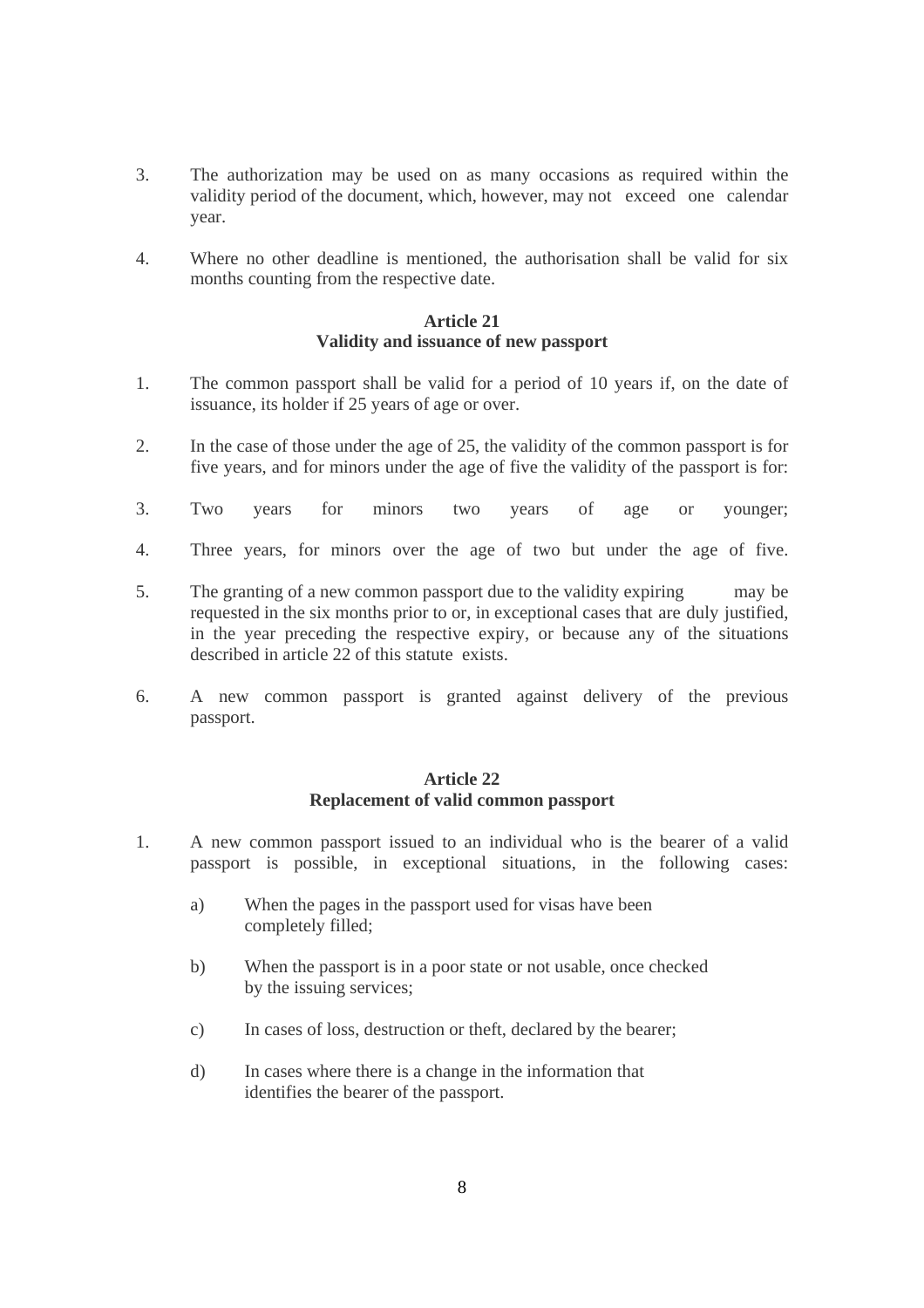3. The authorization may be used on as many occasions as required within the validity period of the document, which, however, may not exceed one calendar year.

4. Where no other deadline is mentioned, the authorisation shall be valid for six months counting from the respective date.

### Article 21
### Validity and issuance of new passport

1. The common passport shall be valid for a period of 10 years if, on the date of issuance, its holder if 25 years of age or over.

2. In the case of those under the age of 25, the validity of the common passport is for five years, and for minors under the age of five the validity of the passport is for:

3. Two years for minors two years of age or younger;

4. Three years, for minors over the age of two but under the age of five.

5. The granting of a new common passport due to the validity expiring may be requested in the six months prior to or, in exceptional cases that are duly justified, in the year preceding the respective expiry, or because any of the situations described in article 22 of this statute exists.

6. A new common passport is granted against delivery of the previous passport.

### Article 22
### Replacement of valid common passport

1. A new common passport issued to an individual who is the bearer of a valid passport is possible, in exceptional situations, in the following cases:

   a) When the pages in the passport used for visas have been completely filled;

   b) When the passport is in a poor state or not usable, once checked by the issuing services;

   c) In cases of loss, destruction or theft, declared by the bearer;

   d) In cases where there is a change in the information that identifies the bearer of the passport.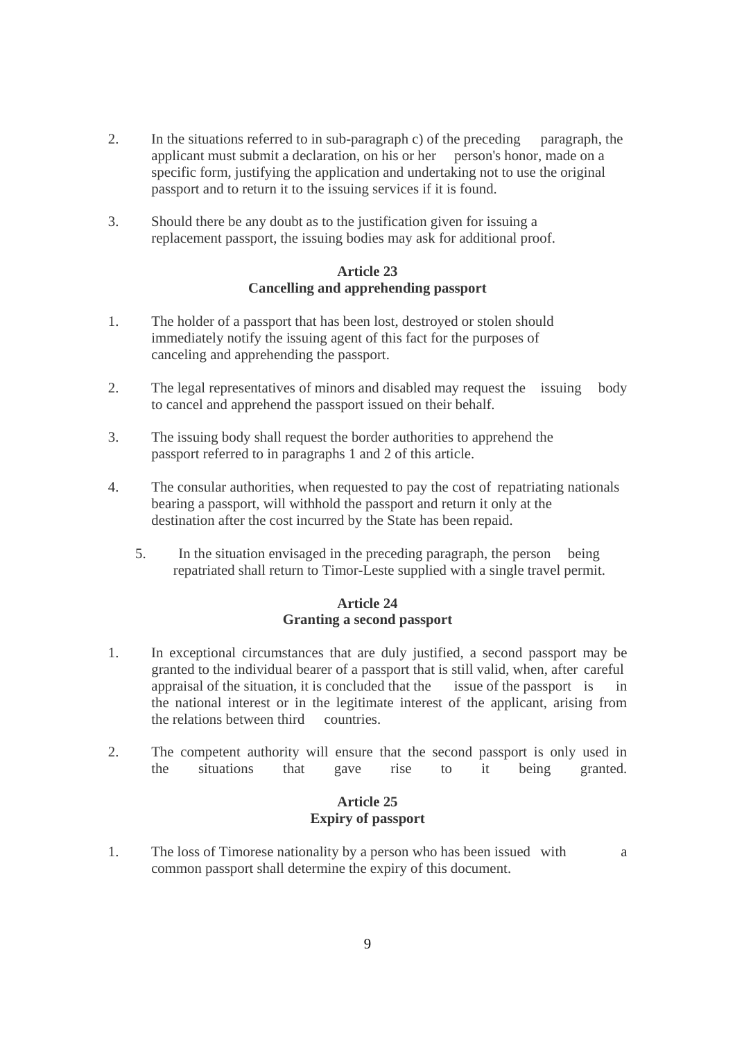2. In the situations referred to in sub-paragraph c) of the preceding paragraph, the applicant must submit a declaration, on his or her person's honor, made on a specific form, justifying the application and undertaking not to use the original passport and to return it to the issuing services if it is found.

3. Should there be any doubt as to the justification given for issuing a replacement passport, the issuing bodies may ask for additional proof.

**Article 23**
**Cancelling and apprehending passport**

1. The holder of a passport that has been lost, destroyed or stolen should immediately notify the issuing agent of this fact for the purposes of canceling and apprehending the passport.

2. The legal representatives of minors and disabled may request the issuing body to cancel and apprehend the passport issued on their behalf.

3. The issuing body shall request the border authorities to apprehend the passport referred to in paragraphs 1 and 2 of this article.

4. The consular authorities, when requested to pay the cost of repatriating nationals bearing a passport, will withhold the passport and return it only at the destination after the cost incurred by the State has been repaid.

5. In the situation envisaged in the preceding paragraph, the person being repatriated shall return to Timor-Leste supplied with a single travel permit.

**Article 24**
**Granting a second passport**

1. In exceptional circumstances that are duly justified, a second passport may be granted to the individual bearer of a passport that is still valid, when, after careful appraisal of the situation, it is concluded that the issue of the passport is in the national interest or in the legitimate interest of the applicant, arising from the relations between third countries.

2. The competent authority will ensure that the second passport is only used in the situations that gave rise to it being granted.

**Article 25**
**Expiry of passport**

1. The loss of Timorese nationality by a person who has been issued with a common passport shall determine the expiry of this document.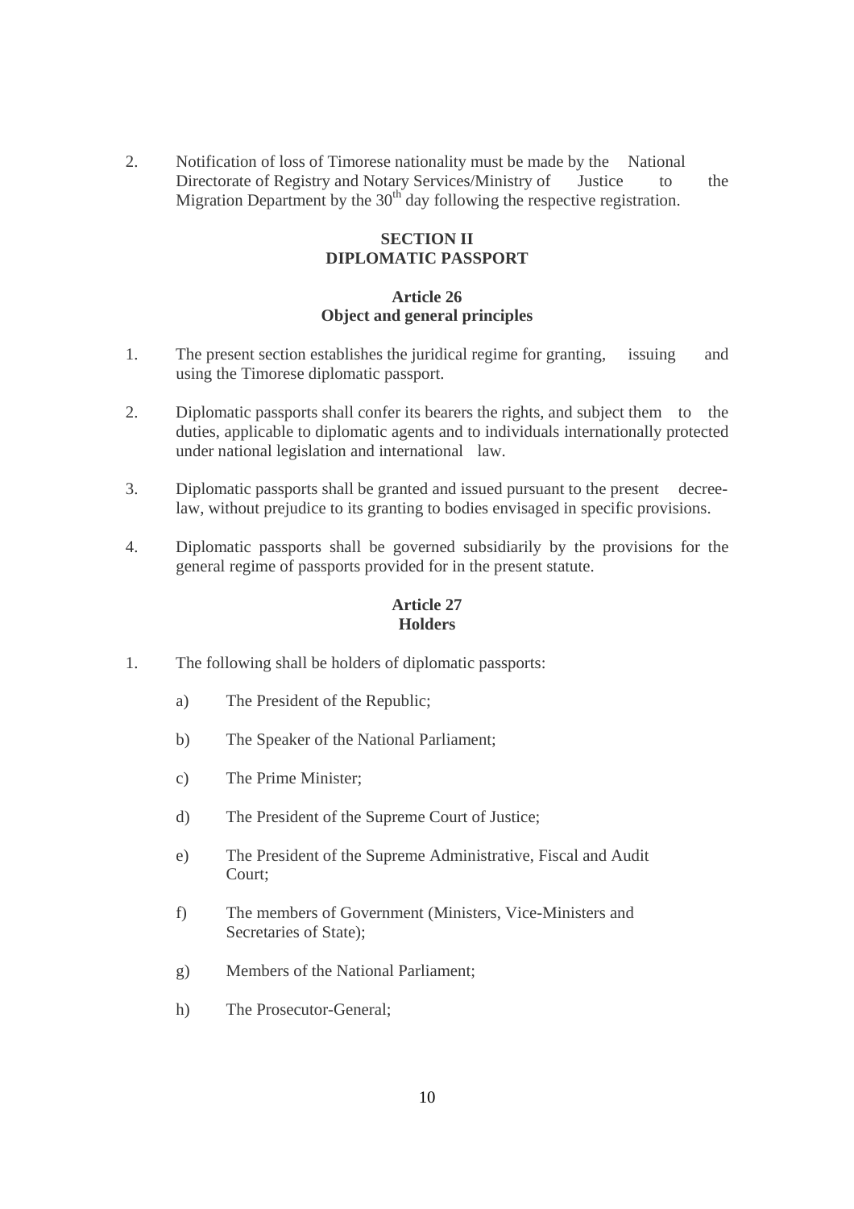2. Notification of loss of Timorese nationality must be made by the National Directorate of Registry and Notary Services/Ministry of Justice to the Migration Department by the 30th day following the respective registration.

## SECTION II
## DIPLOMATIC PASSPORT

### Article 26
### Object and general principles

1. The present section establishes the juridical regime for granting, issuing and using the Timorese diplomatic passport.

2. Diplomatic passports shall confer its bearers the rights, and subject them to the duties, applicable to diplomatic agents and to individuals internationally protected under national legislation and international law.

3. Diplomatic passports shall be granted and issued pursuant to the present decree-law, without prejudice to its granting to bodies envisaged in specific provisions.

4. Diplomatic passports shall be governed subsidiarily by the provisions for the general regime of passports provided for in the present statute.

### Article 27
### Holders

1. The following shall be holders of diplomatic passports:

    a) The President of the Republic;

    b) The Speaker of the National Parliament;

    c) The Prime Minister;

    d) The President of the Supreme Court of Justice;

    e) The President of the Supreme Administrative, Fiscal and Audit Court;

    f) The members of Government (Ministers, Vice-Ministers and Secretaries of State);

    g) Members of the National Parliament;

    h) The Prosecutor-General;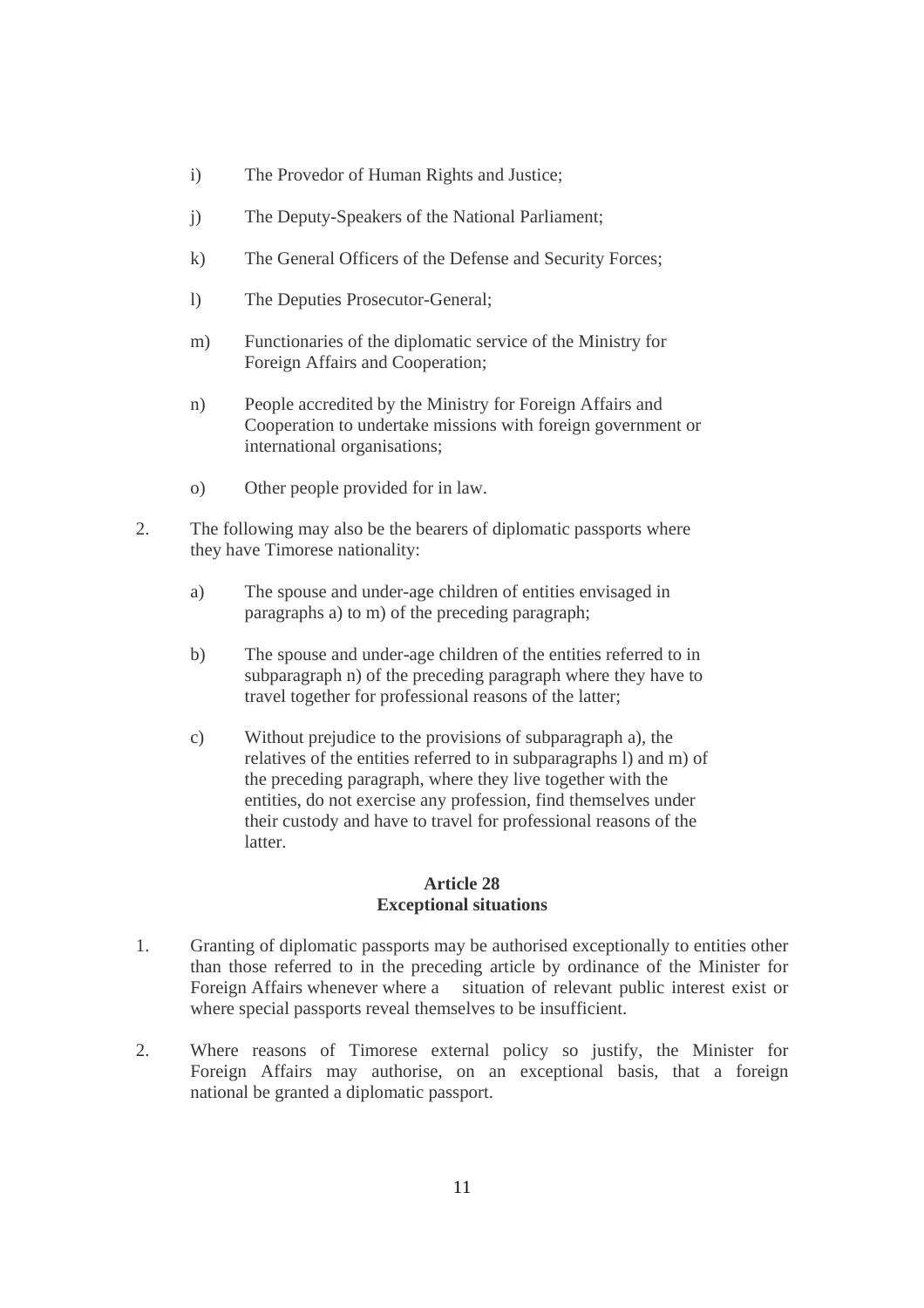i) The Provedor of Human Rights and Justice;

j) The Deputy-Speakers of the National Parliament;

k) The General Officers of the Defense and Security Forces;

l) The Deputies Prosecutor-General;

m) Functionaries of the diplomatic service of the Ministry for Foreign Affairs and Cooperation;

n) People accredited by the Ministry for Foreign Affairs and Cooperation to undertake missions with foreign government or international organisations;

o) Other people provided for in law.

2. The following may also be the bearers of diplomatic passports where they have Timorese nationality:

   a) The spouse and under-age children of entities envisaged in paragraphs a) to m) of the preceding paragraph;

   b) The spouse and under-age children of the entities referred to in subparagraph n) of the preceding paragraph where they have to travel together for professional reasons of the latter;

   c) Without prejudice to the provisions of subparagraph a), the relatives of the entities referred to in subparagraphs l) and m) of the preceding paragraph, where they live together with the entities, do not exercise any profession, find themselves under their custody and have to travel for professional reasons of the latter.

**Article 28**
**Exceptional situations**

1. Granting of diplomatic passports may be authorised exceptionally to entities other than those referred to in the preceding article by ordinance of the Minister for Foreign Affairs whenever where a situation of relevant public interest exist or where special passports reveal themselves to be insufficient.

2. Where reasons of Timorese external policy so justify, the Minister for Foreign Affairs may authorise, on an exceptional basis, that a foreign national be granted a diplomatic passport.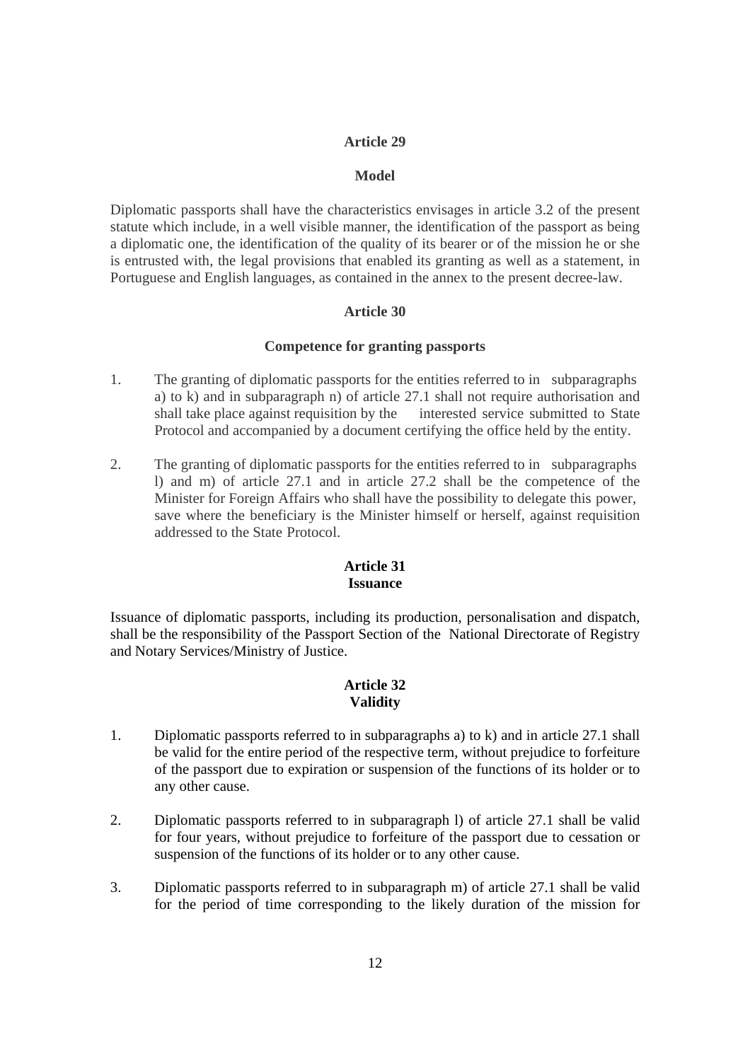## Article 29

### Model

Diplomatic passports shall have the characteristics envisages in article 3.2 of the present statute which include, in a well visible manner, the identification of the passport as being a diplomatic one, the identification of the quality of its bearer or of the mission he or she is entrusted with, the legal provisions that enabled its granting as well as a statement, in Portuguese and English languages, as contained in the annex to the present decree-law.

## Article 30

### Competence for granting passports

1. The granting of diplomatic passports for the entities referred to in subparagraphs a) to k) and in subparagraph n) of article 27.1 shall not require authorisation and shall take place against requisition by the interested service submitted to State Protocol and accompanied by a document certifying the office held by the entity.

2. The granting of diplomatic passports for the entities referred to in subparagraphs l) and m) of article 27.1 and in article 27.2 shall be the competence of the Minister for Foreign Affairs who shall have the possibility to delegate this power, save where the beneficiary is the Minister himself or herself, against requisition addressed to the State Protocol.

## Article 31
### Issuance

Issuance of diplomatic passports, including its production, personalisation and dispatch, shall be the responsibility of the Passport Section of the National Directorate of Registry and Notary Services/Ministry of Justice.

## Article 32
### Validity

1. Diplomatic passports referred to in subparagraphs a) to k) and in article 27.1 shall be valid for the entire period of the respective term, without prejudice to forfeiture of the passport due to expiration or suspension of the functions of its holder or to any other cause.

2. Diplomatic passports referred to in subparagraph l) of article 27.1 shall be valid for four years, without prejudice to forfeiture of the passport due to cessation or suspension of the functions of its holder or to any other cause.

3. Diplomatic passports referred to in subparagraph m) of article 27.1 shall be valid for the period of time corresponding to the likely duration of the mission for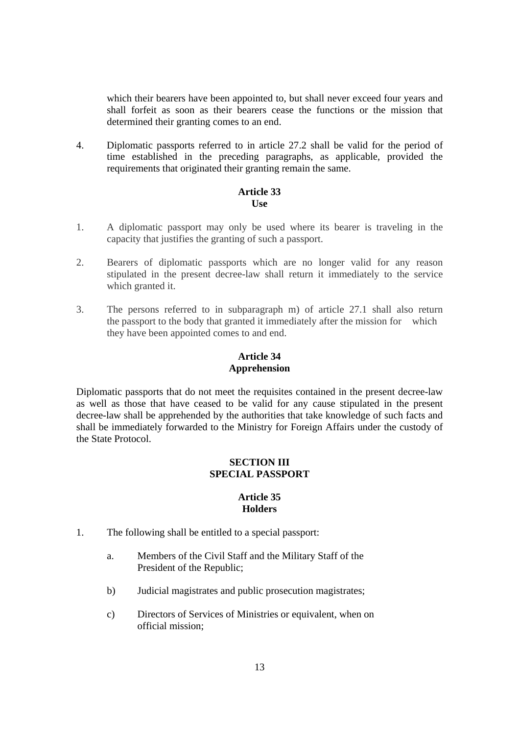which their bearers have been appointed to, but shall never exceed four years and shall forfeit as soon as their bearers cease the functions or the mission that determined their granting comes to an end.

4. Diplomatic passports referred to in article 27.2 shall be valid for the period of time established in the preceding paragraphs, as applicable, provided the requirements that originated their granting remain the same.

**Article 33**
**Use**

1. A diplomatic passport may only be used where its bearer is traveling in the capacity that justifies the granting of such a passport.

2. Bearers of diplomatic passports which are no longer valid for any reason stipulated in the present decree-law shall return it immediately to the service which granted it.

3. The persons referred to in subparagraph m) of article 27.1 shall also return the passport to the body that granted it immediately after the mission for which they have been appointed comes to and end.

**Article 34**
**Apprehension**

Diplomatic passports that do not meet the requisites contained in the present decree-law as well as those that have ceased to be valid for any cause stipulated in the present decree-law shall be apprehended by the authorities that take knowledge of such facts and shall be immediately forwarded to the Ministry for Foreign Affairs under the custody of the State Protocol.

## SECTION III
## SPECIAL PASSPORT

**Article 35**
**Holders**

1. The following shall be entitled to a special passport:

   a. Members of the Civil Staff and the Military Staff of the President of the Republic;

   b) Judicial magistrates and public prosecution magistrates;

   c) Directors of Services of Ministries or equivalent, when on official mission;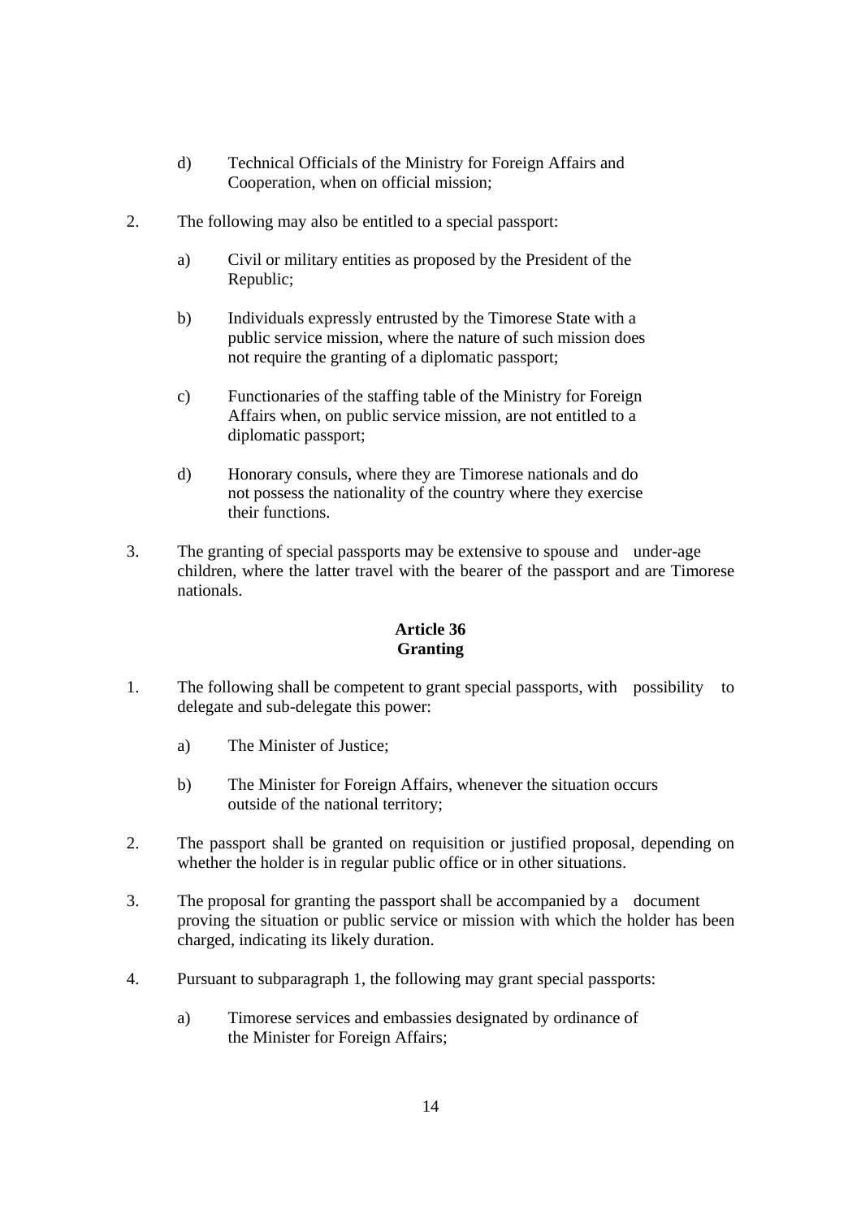d) Technical Officials of the Ministry for Foreign Affairs and Cooperation, when on official mission;

2. The following may also be entitled to a special passport:

    a) Civil or military entities as proposed by the President of the Republic;

    b) Individuals expressly entrusted by the Timorese State with a public service mission, where the nature of such mission does not require the granting of a diplomatic passport;

    c) Functionaries of the staffing table of the Ministry for Foreign Affairs when, on public service mission, are not entitled to a diplomatic passport;

    d) Honorary consuls, where they are Timorese nationals and do not possess the nationality of the country where they exercise their functions.

3. The granting of special passports may be extensive to spouse and under-age children, where the latter travel with the bearer of the passport and are Timorese nationals.

**Article 36**
**Granting**

1. The following shall be competent to grant special passports, with possibility to delegate and sub-delegate this power:

    a) The Minister of Justice;

    b) The Minister for Foreign Affairs, whenever the situation occurs outside of the national territory;

2. The passport shall be granted on requisition or justified proposal, depending on whether the holder is in regular public office or in other situations.

3. The proposal for granting the passport shall be accompanied by a document proving the situation or public service or mission with which the holder has been charged, indicating its likely duration.

4. Pursuant to subparagraph 1, the following may grant special passports:

    a) Timorese services and embassies designated by ordinance of the Minister for Foreign Affairs;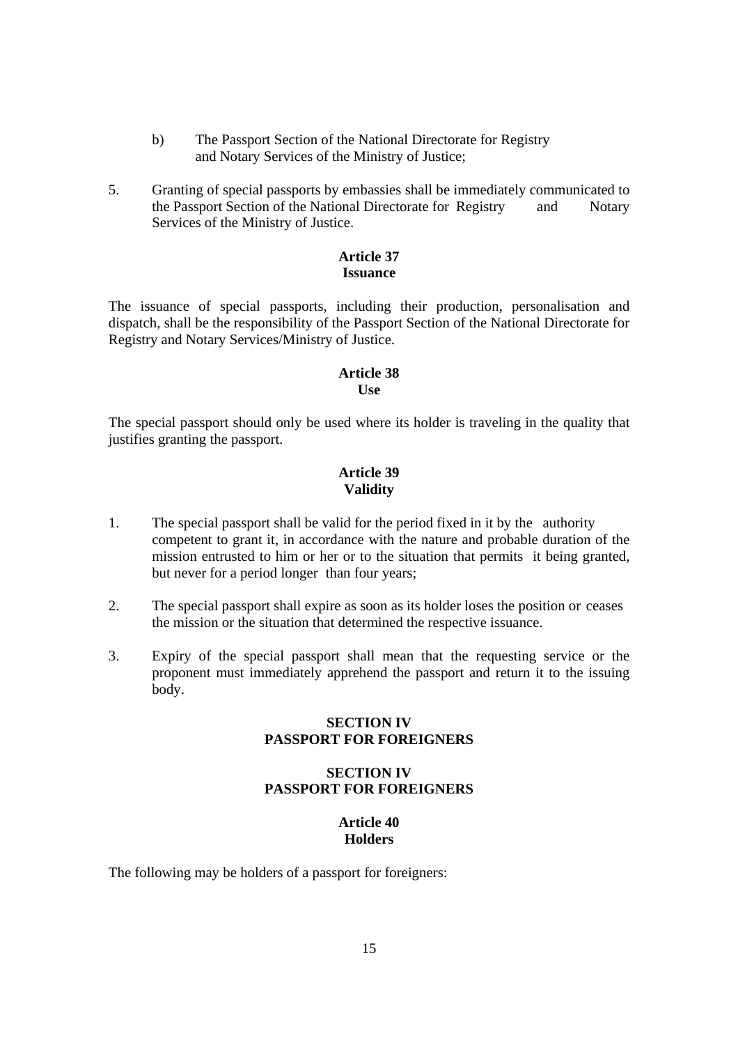b) The Passport Section of the National Directorate for Registry and Notary Services of the Ministry of Justice;

5. Granting of special passports by embassies shall be immediately communicated to the Passport Section of the National Directorate for Registry and Notary Services of the Ministry of Justice.

### Article 37
### Issuance

The issuance of special passports, including their production, personalisation and dispatch, shall be the responsibility of the Passport Section of the National Directorate for Registry and Notary Services/Ministry of Justice.

### Article 38
### Use

The special passport should only be used where its holder is traveling in the quality that justifies granting the passport.

### Article 39
### Validity

1. The special passport shall be valid for the period fixed in it by the authority competent to grant it, in accordance with the nature and probable duration of the mission entrusted to him or her or to the situation that permits it being granted, but never for a period longer than four years;

2. The special passport shall expire as soon as its holder loses the position or ceases the mission or the situation that determined the respective issuance.

3. Expiry of the special passport shall mean that the requesting service or the proponent must immediately apprehend the passport and return it to the issuing body.

## SECTION IV
## PASSPORT FOR FOREIGNERS

## SECTION IV
## PASSPORT FOR FOREIGNERS

### Article 40
### Holders

The following may be holders of a passport for foreigners: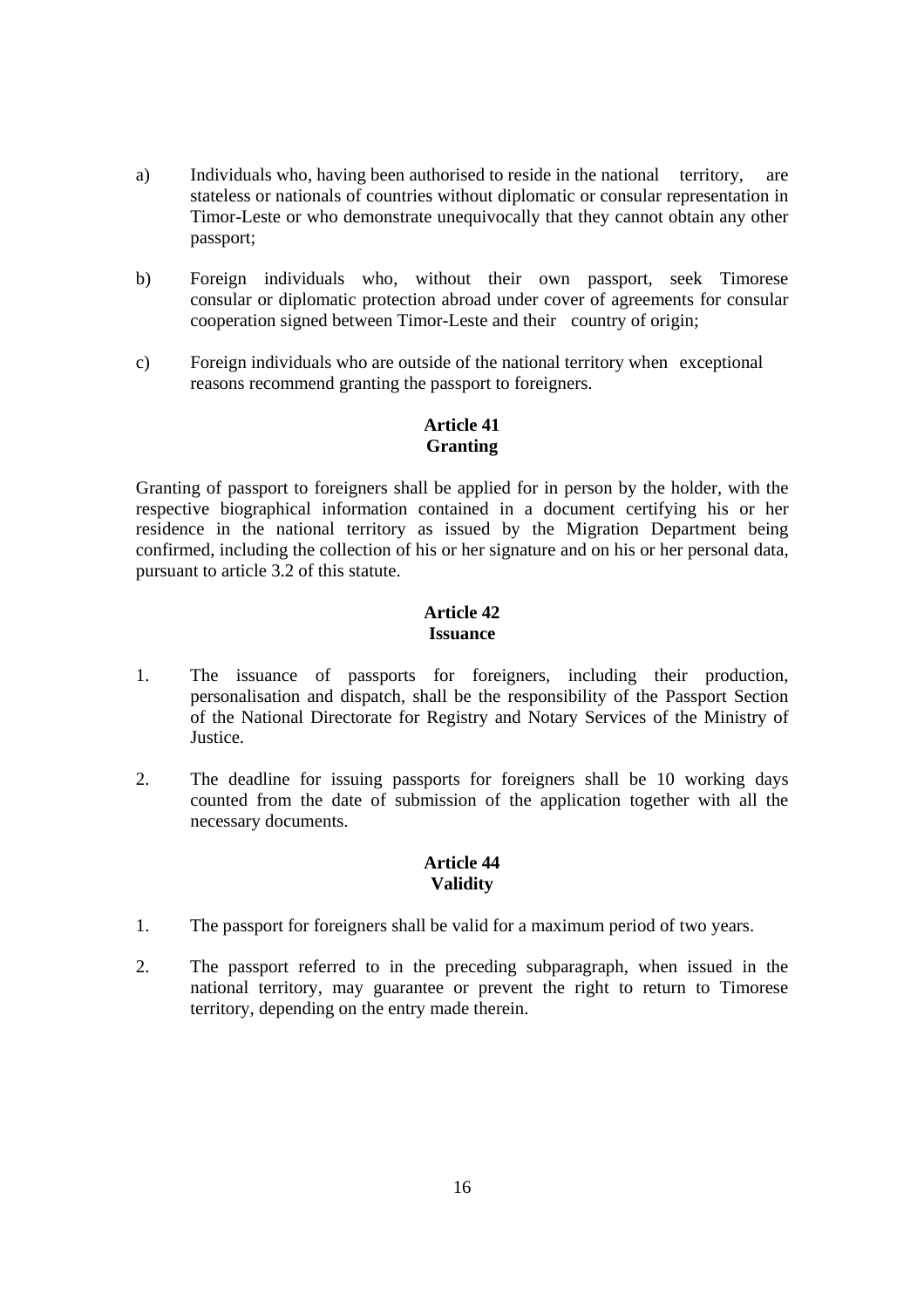a) Individuals who, having been authorised to reside in the national territory, are stateless or nationals of countries without diplomatic or consular representation in Timor-Leste or who demonstrate unequivocally that they cannot obtain any other passport;

b) Foreign individuals who, without their own passport, seek Timorese consular or diplomatic protection abroad under cover of agreements for consular cooperation signed between Timor-Leste and their country of origin;

c) Foreign individuals who are outside of the national territory when exceptional reasons recommend granting the passport to foreigners.

**Article 41**
**Granting**

Granting of passport to foreigners shall be applied for in person by the holder, with the respective biographical information contained in a document certifying his or her residence in the national territory as issued by the Migration Department being confirmed, including the collection of his or her signature and on his or her personal data, pursuant to article 3.2 of this statute.

**Article 42**
**Issuance**

1. The issuance of passports for foreigners, including their production, personalisation and dispatch, shall be the responsibility of the Passport Section of the National Directorate for Registry and Notary Services of the Ministry of Justice.

2. The deadline for issuing passports for foreigners shall be 10 working days counted from the date of submission of the application together with all the necessary documents.

**Article 44**
**Validity**

1. The passport for foreigners shall be valid for a maximum period of two years.

2. The passport referred to in the preceding subparagraph, when issued in the national territory, may guarantee or prevent the right to return to Timorese territory, depending on the entry made therein.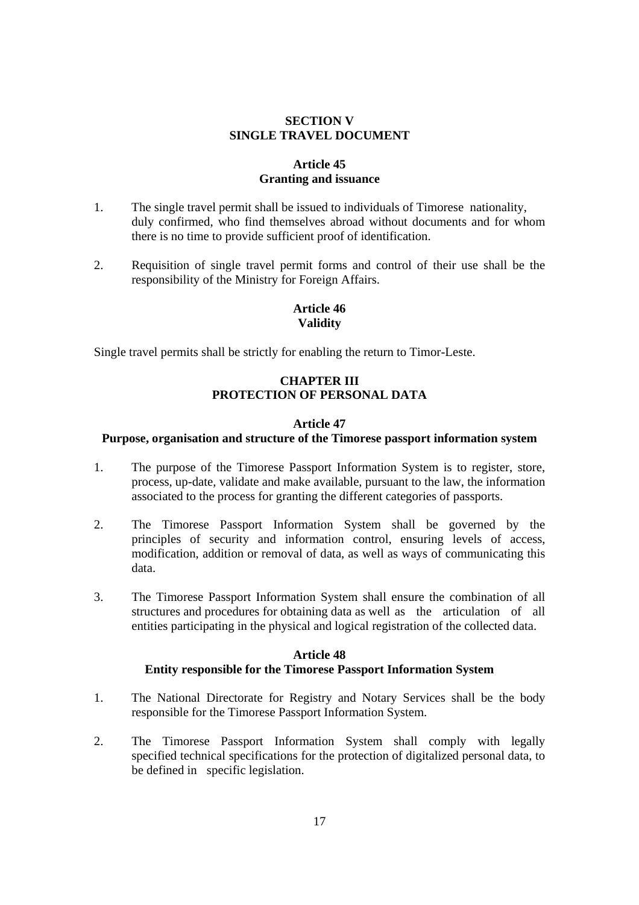## SECTION V
## SINGLE TRAVEL DOCUMENT

### Article 45
### Granting and issuance

1. The single travel permit shall be issued to individuals of Timorese nationality, duly confirmed, who find themselves abroad without documents and for whom there is no time to provide sufficient proof of identification.

2. Requisition of single travel permit forms and control of their use shall be the responsibility of the Ministry for Foreign Affairs.

### Article 46
### Validity

Single travel permits shall be strictly for enabling the return to Timor-Leste.

## CHAPTER III
## PROTECTION OF PERSONAL DATA

### Article 47
### Purpose, organisation and structure of the Timorese passport information system

1. The purpose of the Timorese Passport Information System is to register, store, process, up-date, validate and make available, pursuant to the law, the information associated to the process for granting the different categories of passports.

2. The Timorese Passport Information System shall be governed by the principles of security and information control, ensuring levels of access, modification, addition or removal of data, as well as ways of communicating this data.

3. The Timorese Passport Information System shall ensure the combination of all structures and procedures for obtaining data as well as the articulation of all entities participating in the physical and logical registration of the collected data.

### Article 48
### Entity responsible for the Timorese Passport Information System

1. The National Directorate for Registry and Notary Services shall be the body responsible for the Timorese Passport Information System.

2. The Timorese Passport Information System shall comply with legally specified technical specifications for the protection of digitalized personal data, to be defined in specific legislation.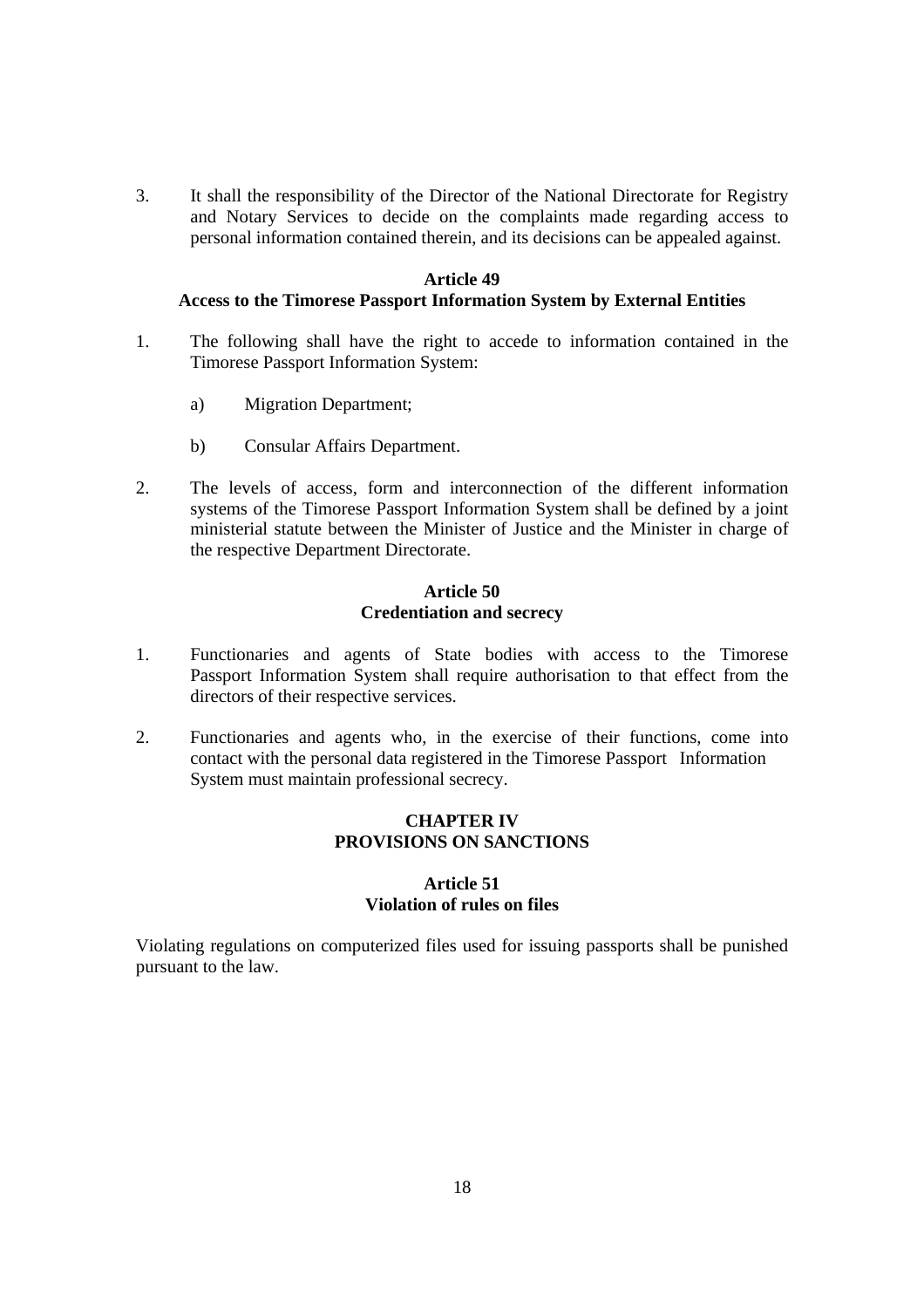3. It shall the responsibility of the Director of the National Directorate for Registry and Notary Services to decide on the complaints made regarding access to personal information contained therein, and its decisions can be appealed against.

**Article 49**
**Access to the Timorese Passport Information System by External Entities**

1. The following shall have the right to accede to information contained in the Timorese Passport Information System:

   a) Migration Department;

   b) Consular Affairs Department.

2. The levels of access, form and interconnection of the different information systems of the Timorese Passport Information System shall be defined by a joint ministerial statute between the Minister of Justice and the Minister in charge of the respective Department Directorate.

**Article 50**
**Credentiation and secrecy**

1. Functionaries and agents of State bodies with access to the Timorese Passport Information System shall require authorisation to that effect from the directors of their respective services.

2. Functionaries and agents who, in the exercise of their functions, come into contact with the personal data registered in the Timorese Passport Information System must maintain professional secrecy.

**CHAPTER IV**
**PROVISIONS ON SANCTIONS**

**Article 51**
**Violation of rules on files**

Violating regulations on computerized files used for issuing passports shall be punished pursuant to the law.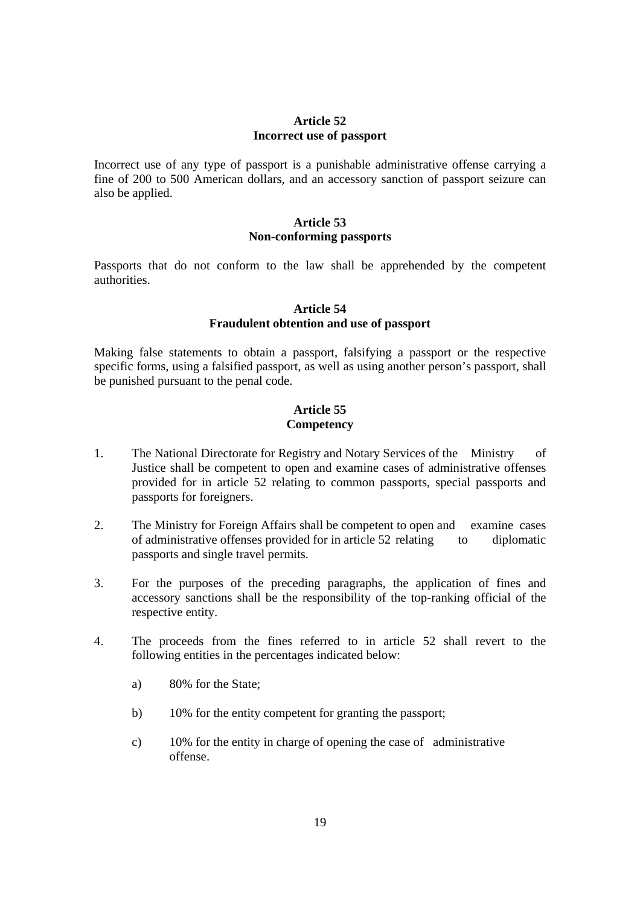### Article 52
### Incorrect use of passport

Incorrect use of any type of passport is a punishable administrative offense carrying a fine of 200 to 500 American dollars, and an accessory sanction of passport seizure can also be applied.

### Article 53
### Non-conforming passports

Passports that do not conform to the law shall be apprehended by the competent authorities.

### Article 54
### Fraudulent obtention and use of passport

Making false statements to obtain a passport, falsifying a passport or the respective specific forms, using a falsified passport, as well as using another person's passport, shall be punished pursuant to the penal code.

### Article 55
### Competency

1. The National Directorate for Registry and Notary Services of the Ministry of Justice shall be competent to open and examine cases of administrative offenses provided for in article 52 relating to common passports, special passports and passports for foreigners.

2. The Ministry for Foreign Affairs shall be competent to open and examine cases of administrative offenses provided for in article 52 relating to diplomatic passports and single travel permits.

3. For the purposes of the preceding paragraphs, the application of fines and accessory sanctions shall be the responsibility of the top-ranking official of the respective entity.

4. The proceeds from the fines referred to in article 52 shall revert to the following entities in the percentages indicated below:

   a) 80% for the State;

   b) 10% for the entity competent for granting the passport;

   c) 10% for the entity in charge of opening the case of administrative offense.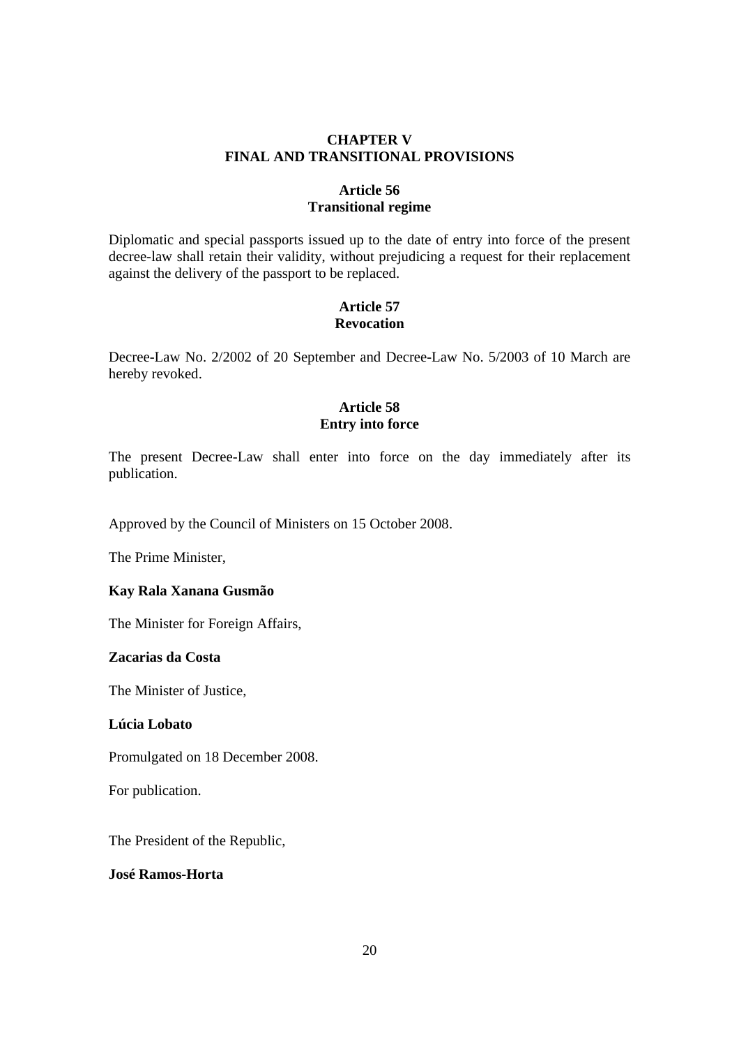## CHAPTER V
## FINAL AND TRANSITIONAL PROVISIONS

### Article 56
### Transitional regime

Diplomatic and special passports issued up to the date of entry into force of the present decree-law shall retain their validity, without prejudicing a request for their replacement against the delivery of the passport to be replaced.

### Article 57
### Revocation

Decree-Law No. 2/2002 of 20 September and Decree-Law No. 5/2003 of 10 March are hereby revoked.

### Article 58
### Entry into force

The present Decree-Law shall enter into force on the day immediately after its publication.

Approved by the Council of Ministers on 15 October 2008.

The Prime Minister,

**Kay Rala Xanana Gusmão**

The Minister for Foreign Affairs,

**Zacarias da Costa**

The Minister of Justice,

**Lúcia Lobato**

Promulgated on 18 December 2008.

For publication.

The President of the Republic,

**José Ramos-Horta**